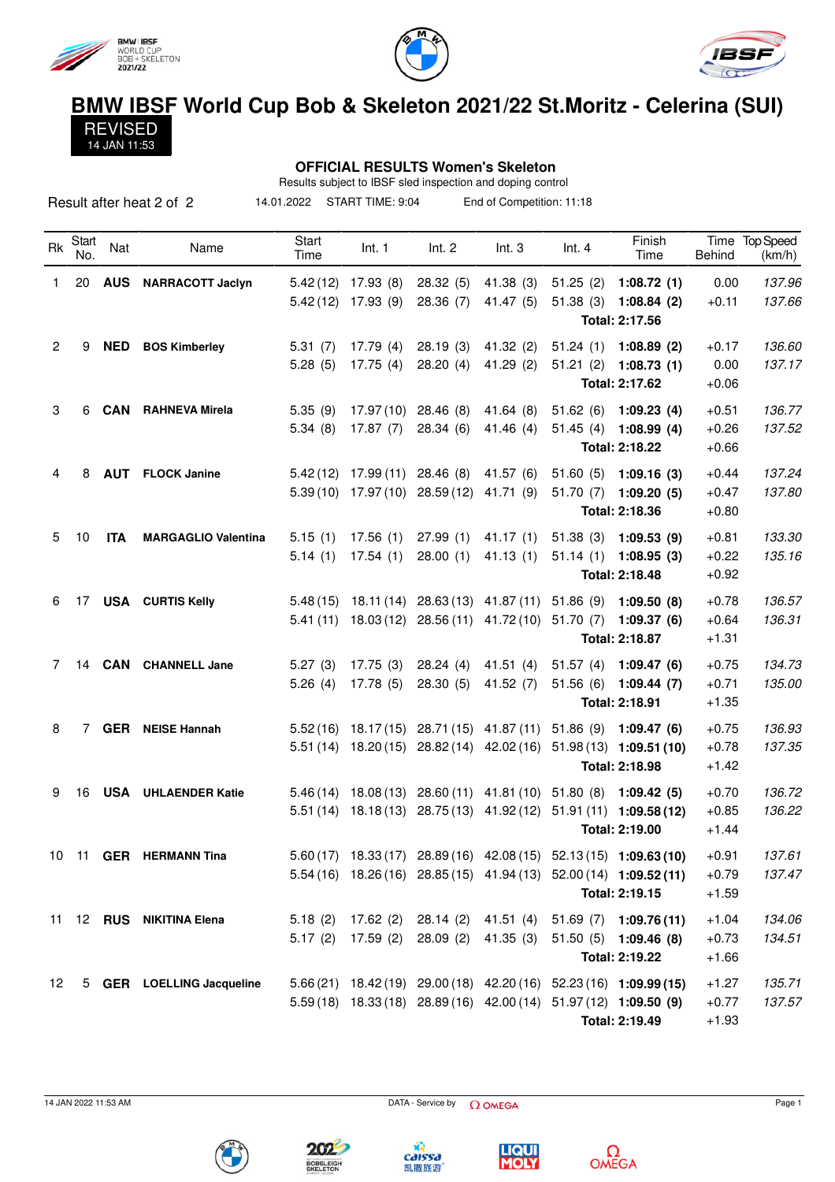# BMW IBSF World Cup Bob & Skeleton 2021/22 St.Moritz - Celerina (SUI)

**REVISED**
14 JAN 11:53

## OFFICIAL RESULTS Women's Skeleton

Results subject to IBSF sled inspection and doping control

Result after heat 2 of 2 | 14.01.2022 | START TIME: 9:04 | End of Competition: 11:18

| Rk | Start No. | Nat | Name | Start Time | Int. 1 | Int. 2 | Int. 3 | Int. 4 | Finish Time | Time Behind | Top Speed (km/h) |
|---|---|---|---|---|---|---|---|---|---|---|---|
| 1 | 20 | **AUS** | **NARRACOTT Jaclyn** | 5.42 (12) | 17.93 (8) | 28.32 (5) | 41.38 (3) | 51.25 (2) | **1:08.72 (1)** | 0.00 | *137.96* |
| | | | | 5.42 (12) | 17.93 (9) | 28.36 (7) | 41.47 (5) | 51.38 (3) | **1:08.84 (2)** | +0.11 | *137.66* |
| | | | | | | | | | **Total: 2:17.56** | | |
| 2 | 9 | **NED** | **BOS Kimberley** | 5.31 (7) | 17.79 (4) | 28.19 (3) | 41.32 (2) | 51.24 (1) | **1:08.89 (2)** | +0.17 | *136.60* |
| | | | | 5.28 (5) | 17.75 (4) | 28.20 (4) | 41.29 (2) | 51.21 (2) | **1:08.73 (1)** | 0.00 | *137.17* |
| | | | | | | | | | **Total: 2:17.62** | +0.06 | |
| 3 | 6 | **CAN** | **RAHNEVA Mirela** | 5.35 (9) | 17.97 (10) | 28.46 (8) | 41.64 (8) | 51.62 (6) | **1:09.23 (4)** | +0.51 | *136.77* |
| | | | | 5.34 (8) | 17.87 (7) | 28.34 (6) | 41.46 (4) | 51.45 (4) | **1:08.99 (4)** | +0.26 | *137.52* |
| | | | | | | | | | **Total: 2:18.22** | +0.66 | |
| 4 | 8 | **AUT** | **FLOCK Janine** | 5.42 (12) | 17.99 (11) | 28.46 (8) | 41.57 (6) | 51.60 (5) | **1:09.16 (3)** | +0.44 | *137.24* |
| | | | | 5.39 (10) | 17.97 (10) | 28.59 (12) | 41.71 (9) | 51.70 (7) | **1:09.20 (5)** | +0.47 | *137.80* |
| | | | | | | | | | **Total: 2:18.36** | +0.80 | |
| 5 | 10 | **ITA** | **MARGAGLIO Valentina** | 5.15 (1) | 17.56 (1) | 27.99 (1) | 41.17 (1) | 51.38 (3) | **1:09.53 (9)** | +0.81 | *133.30* |
| | | | | 5.14 (1) | 17.54 (1) | 28.00 (1) | 41.13 (1) | 51.14 (1) | **1:08.95 (3)** | +0.22 | *135.16* |
| | | | | | | | | | **Total: 2:18.48** | +0.92 | |
| 6 | 17 | **USA** | **CURTIS Kelly** | 5.48 (15) | 18.11 (14) | 28.63 (13) | 41.87 (11) | 51.86 (9) | **1:09.50 (8)** | +0.78 | *136.57* |
| | | | | 5.41 (11) | 18.03 (12) | 28.56 (11) | 41.72 (10) | 51.70 (7) | **1:09.37 (6)** | +0.64 | *136.31* |
| | | | | | | | | | **Total: 2:18.87** | +1.31 | |
| 7 | 14 | **CAN** | **CHANNELL Jane** | 5.27 (3) | 17.75 (3) | 28.24 (4) | 41.51 (4) | 51.57 (4) | **1:09.47 (6)** | +0.75 | *134.73* |
| | | | | 5.26 (4) | 17.78 (5) | 28.30 (5) | 41.52 (7) | 51.56 (6) | **1:09.44 (7)** | +0.71 | *135.00* |
| | | | | | | | | | **Total: 2:18.91** | +1.35 | |
| 8 | 7 | **GER** | **NEISE Hannah** | 5.52 (16) | 18.17 (15) | 28.71 (15) | 41.87 (11) | 51.86 (9) | **1:09.47 (6)** | +0.75 | *136.93* |
| | | | | 5.51 (14) | 18.20 (15) | 28.82 (14) | 42.02 (16) | 51.98 (13) | **1:09.51 (10)** | +0.78 | *137.35* |
| | | | | | | | | | **Total: 2:18.98** | +1.42 | |
| 9 | 16 | **USA** | **UHLAENDER Katie** | 5.46 (14) | 18.08 (13) | 28.60 (11) | 41.81 (10) | 51.80 (8) | **1:09.42 (5)** | +0.70 | *136.72* |
| | | | | 5.51 (14) | 18.18 (13) | 28.75 (13) | 41.92 (12) | 51.91 (11) | **1:09.58 (12)** | +0.85 | *136.22* |
| | | | | | | | | | **Total: 2:19.00** | +1.44 | |
| 10 | 11 | **GER** | **HERMANN Tina** | 5.60 (17) | 18.33 (17) | 28.89 (16) | 42.08 (15) | 52.13 (15) | **1:09.63 (10)** | +0.91 | *137.61* |
| | | | | 5.54 (16) | 18.26 (16) | 28.85 (15) | 41.94 (13) | 52.00 (14) | **1:09.52 (11)** | +0.79 | *137.47* |
| | | | | | | | | | **Total: 2:19.15** | +1.59 | |
| 11 | 12 | **RUS** | **NIKITINA Elena** | 5.18 (2) | 17.62 (2) | 28.14 (2) | 41.51 (4) | 51.69 (7) | **1:09.76 (11)** | +1.04 | *134.06* |
| | | | | 5.17 (2) | 17.59 (2) | 28.09 (2) | 41.35 (3) | 51.50 (5) | **1:09.46 (8)** | +0.73 | *134.51* |
| | | | | | | | | | **Total: 2:19.22** | +1.66 | |
| 12 | 5 | **GER** | **LOELLING Jacqueline** | 5.66 (21) | 18.42 (19) | 29.00 (18) | 42.20 (16) | 52.23 (16) | **1:09.99 (15)** | +1.27 | *135.71* |
| | | | | 5.59 (18) | 18.33 (18) | 28.89 (16) | 42.00 (14) | 51.97 (12) | **1:09.50 (9)** | +0.77 | *137.57* |
| | | | | | | | | | **Total: 2:19.49** | +1.93 | |

14 JAN 2022 11:53 AM — DATA - Service by OMEGA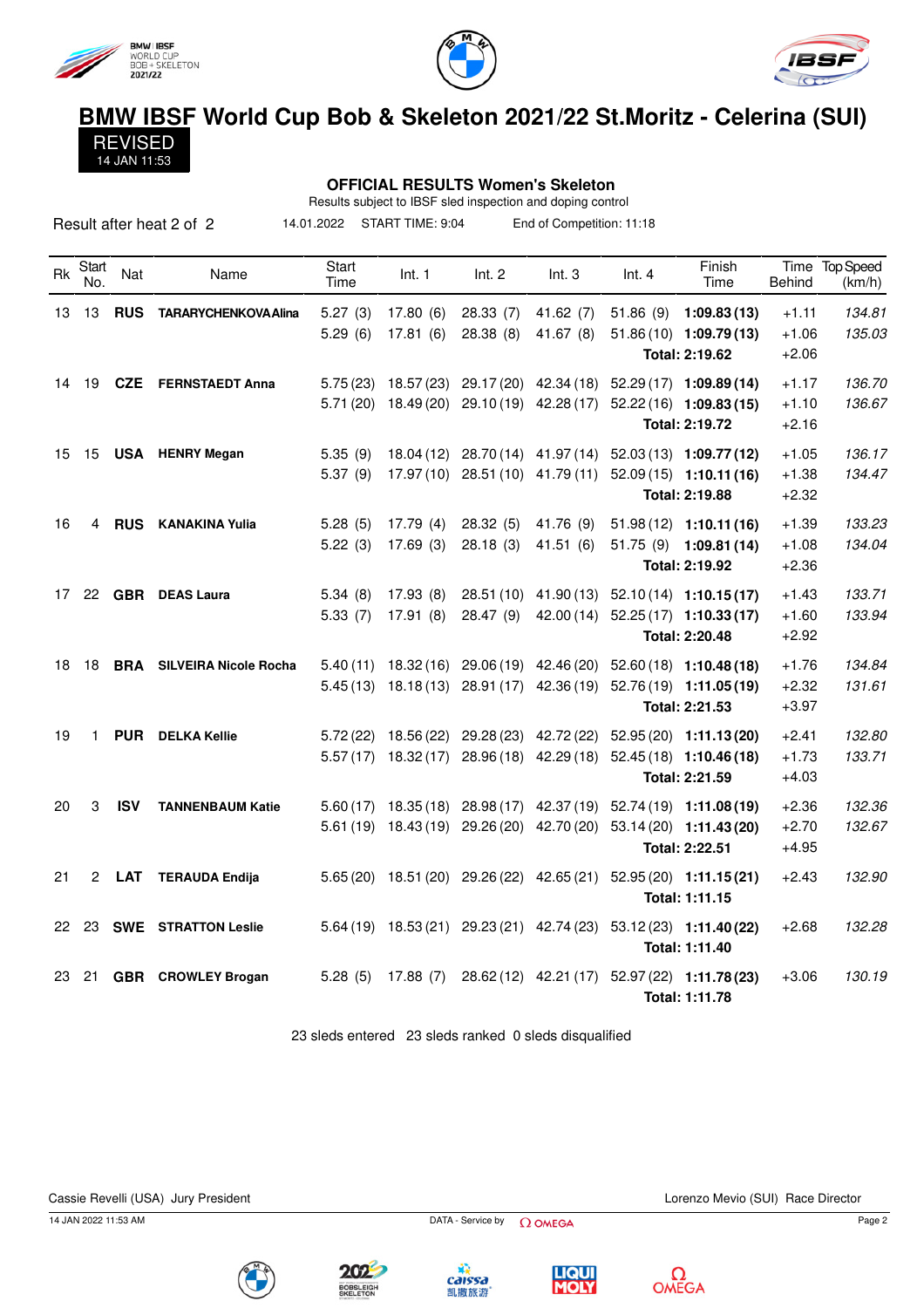# BMW IBSF World Cup Bob & Skeleton 2021/22 St.Moritz - Celerina (SUI)

REVISED
14 JAN 11:53

## OFFICIAL RESULTS Women's Skeleton

Results subject to IBSF sled inspection and doping control

Result after heat 2 of 2 &nbsp;&nbsp; 14.01.2022 &nbsp;&nbsp; START TIME: 9:04 &nbsp;&nbsp; End of Competition: 11:18

| Rk | Start No. | Nat | Name | Start Time | Int. 1 | Int. 2 | Int. 3 | Int. 4 | Finish Time | Time Behind | Top Speed (km/h) |
|---|---|---|---|---|---|---|---|---|---|---|---|
| 13 | 13 | **RUS** | **TARARYCHENKOVA Alina** | 5.27 (3) | 17.80 (6) | 28.33 (7) | 41.62 (7) | 51.86 (9) | **1:09.83 (13)** | +1.11 | *134.81* |
| | | | | 5.29 (6) | 17.81 (6) | 28.38 (8) | 41.67 (8) | 51.86 (10) | **1:09.79 (13)** | +1.06 | *135.03* |
| | | | | | | | | | **Total: 2:19.62** | +2.06 | |
| 14 | 19 | **CZE** | **FERNSTAEDT Anna** | 5.75 (23) | 18.57 (23) | 29.17 (20) | 42.34 (18) | 52.29 (17) | **1:09.89 (14)** | +1.17 | *136.70* |
| | | | | 5.71 (20) | 18.49 (20) | 29.10 (19) | 42.28 (17) | 52.22 (16) | **1:09.83 (15)** | +1.10 | *136.67* |
| | | | | | | | | | **Total: 2:19.72** | +2.16 | |
| 15 | 15 | **USA** | **HENRY Megan** | 5.35 (9) | 18.04 (12) | 28.70 (14) | 41.97 (14) | 52.03 (13) | **1:09.77 (12)** | +1.05 | *136.17* |
| | | | | 5.37 (9) | 17.97 (10) | 28.51 (10) | 41.79 (11) | 52.09 (15) | **1:10.11 (16)** | +1.38 | *134.47* |
| | | | | | | | | | **Total: 2:19.88** | +2.32 | |
| 16 | 4 | **RUS** | **KANAKINA Yulia** | 5.28 (5) | 17.79 (4) | 28.32 (5) | 41.76 (9) | 51.98 (12) | **1:10.11 (16)** | +1.39 | *133.23* |
| | | | | 5.22 (3) | 17.69 (3) | 28.18 (3) | 41.51 (6) | 51.75 (9) | **1:09.81 (14)** | +1.08 | *134.04* |
| | | | | | | | | | **Total: 2:19.92** | +2.36 | |
| 17 | 22 | **GBR** | **DEAS Laura** | 5.34 (8) | 17.93 (8) | 28.51 (10) | 41.90 (13) | 52.10 (14) | **1:10.15 (17)** | +1.43 | *133.71* |
| | | | | 5.33 (7) | 17.91 (8) | 28.47 (9) | 42.00 (14) | 52.25 (17) | **1:10.33 (17)** | +1.60 | *133.94* |
| | | | | | | | | | **Total: 2:20.48** | +2.92 | |
| 18 | 18 | **BRA** | **SILVEIRA Nicole Rocha** | 5.40 (11) | 18.32 (16) | 29.06 (19) | 42.46 (20) | 52.60 (18) | **1:10.48 (18)** | +1.76 | *134.84* |
| | | | | 5.45 (13) | 18.18 (13) | 28.91 (17) | 42.36 (19) | 52.76 (19) | **1:11.05 (19)** | +2.32 | *131.61* |
| | | | | | | | | | **Total: 2:21.53** | +3.97 | |
| 19 | 1 | **PUR** | **DELKA Kellie** | 5.72 (22) | 18.56 (22) | 29.28 (23) | 42.72 (22) | 52.95 (20) | **1:11.13 (20)** | +2.41 | *132.80* |
| | | | | 5.57 (17) | 18.32 (17) | 28.96 (18) | 42.29 (18) | 52.45 (18) | **1:10.46 (18)** | +1.73 | *133.71* |
| | | | | | | | | | **Total: 2:21.59** | +4.03 | |
| 20 | 3 | **ISV** | **TANNENBAUM Katie** | 5.60 (17) | 18.35 (18) | 28.98 (17) | 42.37 (19) | 52.74 (19) | **1:11.08 (19)** | +2.36 | *132.36* |
| | | | | 5.61 (19) | 18.43 (19) | 29.26 (20) | 42.70 (20) | 53.14 (20) | **1:11.43 (20)** | +2.70 | *132.67* |
| | | | | | | | | | **Total: 2:22.51** | +4.95 | |
| 21 | 2 | **LAT** | **TERAUDA Endija** | 5.65 (20) | 18.51 (20) | 29.26 (22) | 42.65 (21) | 52.95 (20) | **1:11.15 (21)** | +2.43 | *132.90* |
| | | | | | | | | | **Total: 1:11.15** | | |
| 22 | 23 | **SWE** | **STRATTON Leslie** | 5.64 (19) | 18.53 (21) | 29.23 (21) | 42.74 (23) | 53.12 (23) | **1:11.40 (22)** | +2.68 | *132.28* |
| | | | | | | | | | **Total: 1:11.40** | | |
| 23 | 21 | **GBR** | **CROWLEY Brogan** | 5.28 (5) | 17.88 (7) | 28.62 (12) | 42.21 (17) | 52.97 (22) | **1:11.78 (23)** | +3.06 | *130.19* |
| | | | | | | | | | **Total: 1:11.78** | | |

23 sleds entered &nbsp; 23 sleds ranked &nbsp; 0 sleds disqualified

Cassie Revelli (USA) Jury President

Lorenzo Mevio (SUI) Race Director

14 JAN 2022 11:53 AM &nbsp;&nbsp; DATA - Service by OMEGA